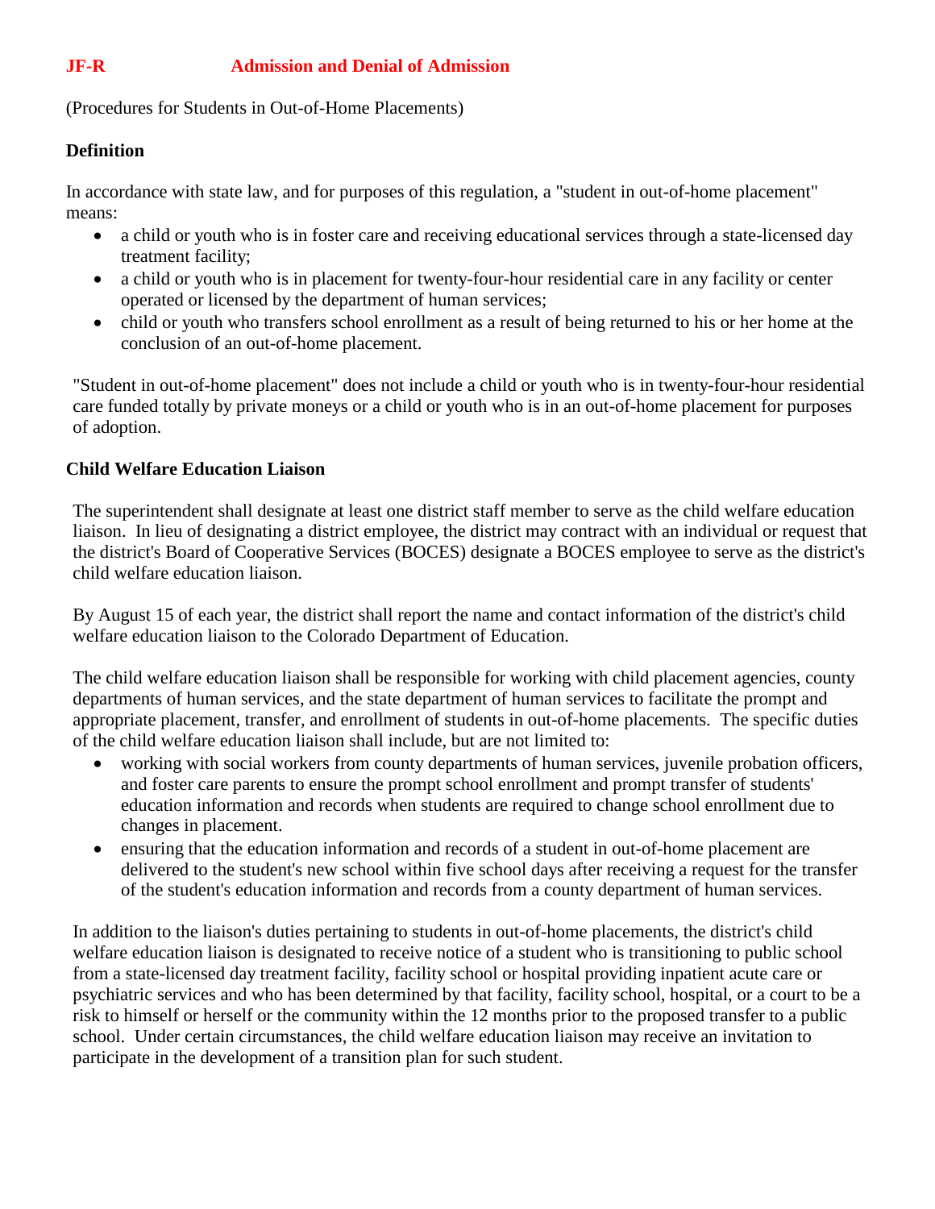# JF-R Admission and Denial of Admission

(Procedures for Students in Out-of-Home Placements)

**Definition**

In accordance with state law, and for purposes of this regulation, a "student in out-of-home placement" means:

- a child or youth who is in foster care and receiving educational services through a state-licensed day treatment facility;
- a child or youth who is in placement for twenty-four-hour residential care in any facility or center operated or licensed by the department of human services;
- child or youth who transfers school enrollment as a result of being returned to his or her home at the conclusion of an out-of-home placement.

"Student in out-of-home placement" does not include a child or youth who is in twenty-four-hour residential care funded totally by private moneys or a child or youth who is in an out-of-home placement for purposes of adoption.

**Child Welfare Education Liaison**

The superintendent shall designate at least one district staff member to serve as the child welfare education liaison. In lieu of designating a district employee, the district may contract with an individual or request that the district's Board of Cooperative Services (BOCES) designate a BOCES employee to serve as the district's child welfare education liaison.

By August 15 of each year, the district shall report the name and contact information of the district's child welfare education liaison to the Colorado Department of Education.

The child welfare education liaison shall be responsible for working with child placement agencies, county departments of human services, and the state department of human services to facilitate the prompt and appropriate placement, transfer, and enrollment of students in out-of-home placements. The specific duties of the child welfare education liaison shall include, but are not limited to:

- working with social workers from county departments of human services, juvenile probation officers, and foster care parents to ensure the prompt school enrollment and prompt transfer of students' education information and records when students are required to change school enrollment due to changes in placement.
- ensuring that the education information and records of a student in out-of-home placement are delivered to the student's new school within five school days after receiving a request for the transfer of the student's education information and records from a county department of human services.

In addition to the liaison's duties pertaining to students in out-of-home placements, the district's child welfare education liaison is designated to receive notice of a student who is transitioning to public school from a state-licensed day treatment facility, facility school or hospital providing inpatient acute care or psychiatric services and who has been determined by that facility, facility school, hospital, or a court to be a risk to himself or herself or the community within the 12 months prior to the proposed transfer to a public school. Under certain circumstances, the child welfare education liaison may receive an invitation to participate in the development of a transition plan for such student.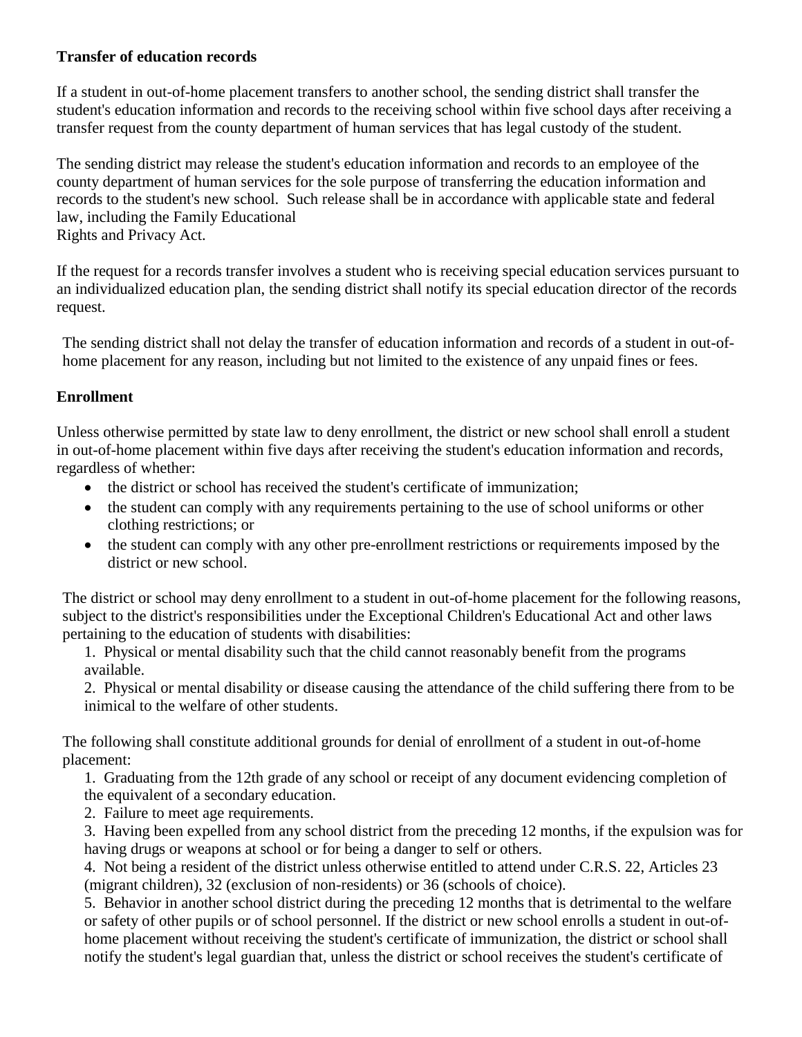**Transfer of education records**

If a student in out-of-home placement transfers to another school, the sending district shall transfer the student's education information and records to the receiving school within five school days after receiving a transfer request from the county department of human services that has legal custody of the student.

The sending district may release the student's education information and records to an employee of the county department of human services for the sole purpose of transferring the education information and records to the student's new school. Such release shall be in accordance with applicable state and federal law, including the Family Educational Rights and Privacy Act.

If the request for a records transfer involves a student who is receiving special education services pursuant to an individualized education plan, the sending district shall notify its special education director of the records request.

The sending district shall not delay the transfer of education information and records of a student in out-of-home placement for any reason, including but not limited to the existence of any unpaid fines or fees.

**Enrollment**

Unless otherwise permitted by state law to deny enrollment, the district or new school shall enroll a student in out-of-home placement within five days after receiving the student's education information and records, regardless of whether:

- the district or school has received the student's certificate of immunization;
- the student can comply with any requirements pertaining to the use of school uniforms or other clothing restrictions; or
- the student can comply with any other pre-enrollment restrictions or requirements imposed by the district or new school.

The district or school may deny enrollment to a student in out-of-home placement for the following reasons, subject to the district's responsibilities under the Exceptional Children's Educational Act and other laws pertaining to the education of students with disabilities:

1. Physical or mental disability such that the child cannot reasonably benefit from the programs available.
2. Physical or mental disability or disease causing the attendance of the child suffering there from to be inimical to the welfare of other students.

The following shall constitute additional grounds for denial of enrollment of a student in out-of-home placement:

1. Graduating from the 12th grade of any school or receipt of any document evidencing completion of the equivalent of a secondary education.
2. Failure to meet age requirements.
3. Having been expelled from any school district from the preceding 12 months, if the expulsion was for having drugs or weapons at school or for being a danger to self or others.
4. Not being a resident of the district unless otherwise entitled to attend under C.R.S. 22, Articles 23 (migrant children), 32 (exclusion of non-residents) or 36 (schools of choice).
5. Behavior in another school district during the preceding 12 months that is detrimental to the welfare or safety of other pupils or of school personnel. If the district or new school enrolls a student in out-of-home placement without receiving the student's certificate of immunization, the district or school shall notify the student's legal guardian that, unless the district or school receives the student's certificate of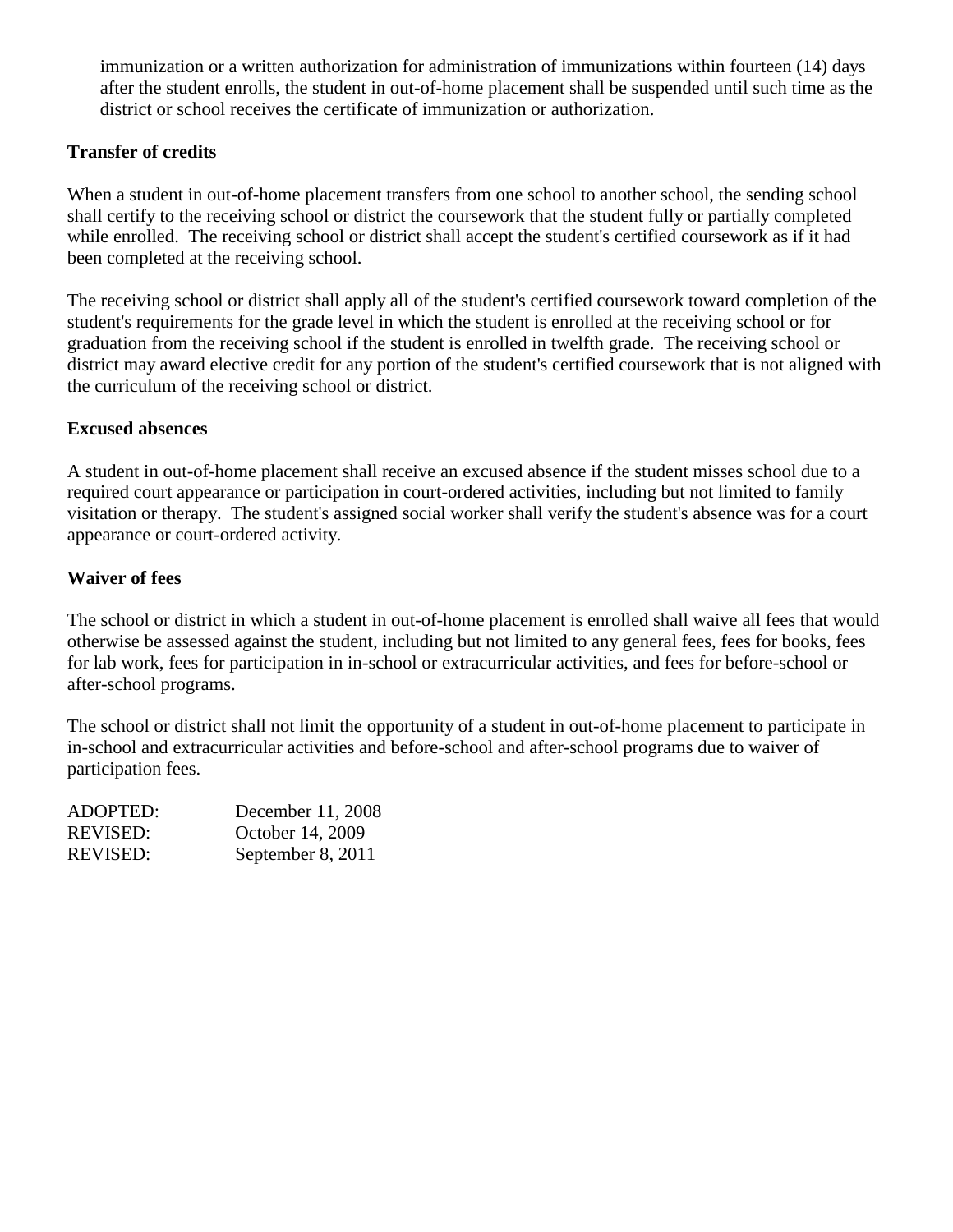immunization or a written authorization for administration of immunizations within fourteen (14) days after the student enrolls, the student in out-of-home placement shall be suspended until such time as the district or school receives the certificate of immunization or authorization.

**Transfer of credits**

When a student in out-of-home placement transfers from one school to another school, the sending school shall certify to the receiving school or district the coursework that the student fully or partially completed while enrolled. The receiving school or district shall accept the student's certified coursework as if it had been completed at the receiving school.

The receiving school or district shall apply all of the student's certified coursework toward completion of the student's requirements for the grade level in which the student is enrolled at the receiving school or for graduation from the receiving school if the student is enrolled in twelfth grade. The receiving school or district may award elective credit for any portion of the student's certified coursework that is not aligned with the curriculum of the receiving school or district.

**Excused absences**

A student in out-of-home placement shall receive an excused absence if the student misses school due to a required court appearance or participation in court-ordered activities, including but not limited to family visitation or therapy. The student's assigned social worker shall verify the student's absence was for a court appearance or court-ordered activity.

**Waiver of fees**

The school or district in which a student in out-of-home placement is enrolled shall waive all fees that would otherwise be assessed against the student, including but not limited to any general fees, fees for books, fees for lab work, fees for participation in in-school or extracurricular activities, and fees for before-school or after-school programs.

The school or district shall not limit the opportunity of a student in out-of-home placement to participate in in-school and extracurricular activities and before-school and after-school programs due to waiver of participation fees.

| | |
|---|---|
| ADOPTED: | December 11, 2008 |
| REVISED: | October 14, 2009 |
| REVISED: | September 8, 2011 |